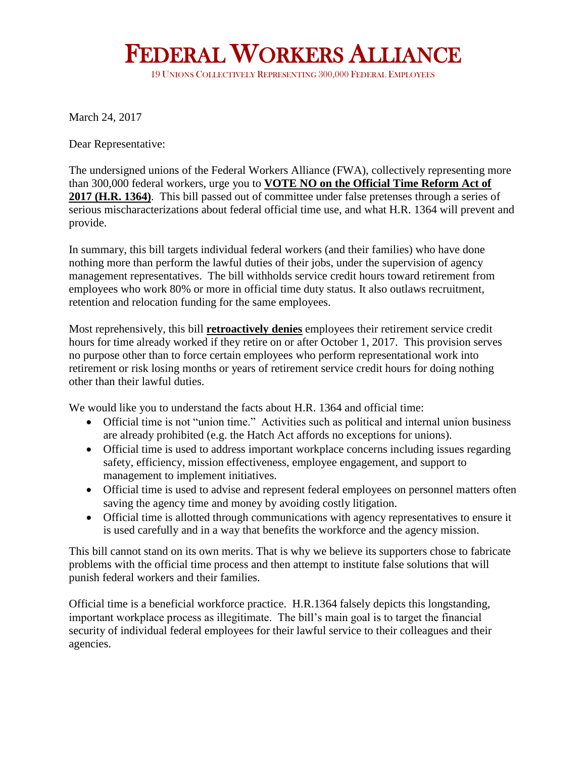# Federal Workers Alliance

19 Unions Collectively Representing 300,000 Federal Employees

March 24, 2017

Dear Representative:

The undersigned unions of the Federal Workers Alliance (FWA), collectively representing more than 300,000 federal workers, urge you to **VOTE NO on the Official Time Reform Act of 2017 (H.R. 1364)**. This bill passed out of committee under false pretenses through a series of serious mischaracterizations about federal official time use, and what H.R. 1364 will prevent and provide.

In summary, this bill targets individual federal workers (and their families) who have done nothing more than perform the lawful duties of their jobs, under the supervision of agency management representatives. The bill withholds service credit hours toward retirement from employees who work 80% or more in official time duty status. It also outlaws recruitment, retention and relocation funding for the same employees.

Most reprehensively, this bill **retroactively denies** employees their retirement service credit hours for time already worked if they retire on or after October 1, 2017. This provision serves no purpose other than to force certain employees who perform representational work into retirement or risk losing months or years of retirement service credit hours for doing nothing other than their lawful duties.

We would like you to understand the facts about H.R. 1364 and official time:

- Official time is not "union time." Activities such as political and internal union business are already prohibited (e.g. the Hatch Act affords no exceptions for unions).
- Official time is used to address important workplace concerns including issues regarding safety, efficiency, mission effectiveness, employee engagement, and support to management to implement initiatives.
- Official time is used to advise and represent federal employees on personnel matters often saving the agency time and money by avoiding costly litigation.
- Official time is allotted through communications with agency representatives to ensure it is used carefully and in a way that benefits the workforce and the agency mission.

This bill cannot stand on its own merits. That is why we believe its supporters chose to fabricate problems with the official time process and then attempt to institute false solutions that will punish federal workers and their families.

Official time is a beneficial workforce practice. H.R.1364 falsely depicts this longstanding, important workplace process as illegitimate. The bill's main goal is to target the financial security of individual federal employees for their lawful service to their colleagues and their agencies.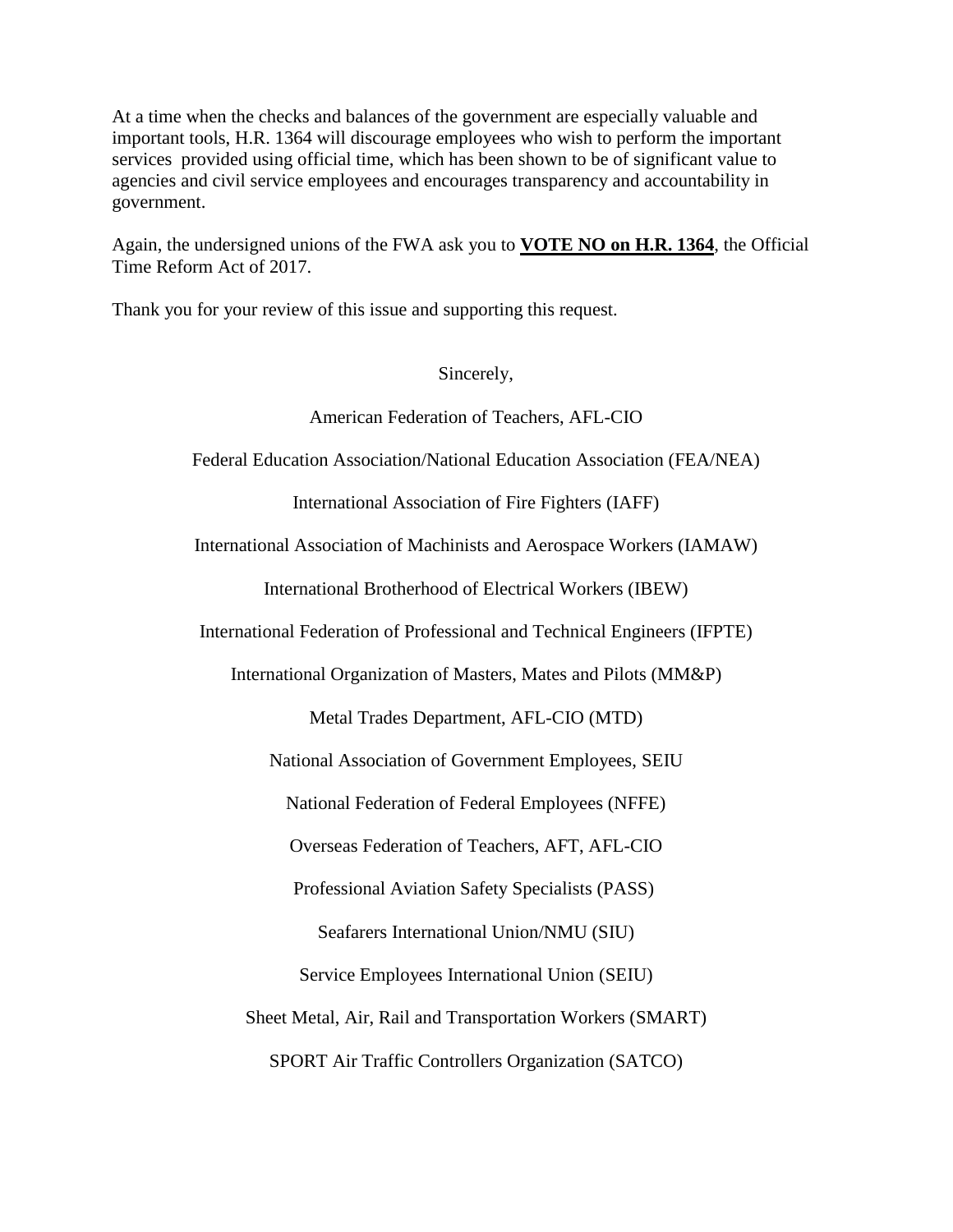At a time when the checks and balances of the government are especially valuable and important tools, H.R. 1364 will discourage employees who wish to perform the important services provided using official time, which has been shown to be of significant value to agencies and civil service employees and encourages transparency and accountability in government.

Again, the undersigned unions of the FWA ask you to **VOTE NO on H.R. 1364**, the Official Time Reform Act of 2017.

Thank you for your review of this issue and supporting this request.

Sincerely,

American Federation of Teachers, AFL-CIO

Federal Education Association/National Education Association (FEA/NEA)

International Association of Fire Fighters (IAFF)

International Association of Machinists and Aerospace Workers (IAMAW)

International Brotherhood of Electrical Workers (IBEW)

International Federation of Professional and Technical Engineers (IFPTE)

International Organization of Masters, Mates and Pilots (MM&P)

Metal Trades Department, AFL-CIO (MTD)

National Association of Government Employees, SEIU

National Federation of Federal Employees (NFFE)

Overseas Federation of Teachers, AFT, AFL-CIO

Professional Aviation Safety Specialists (PASS)

Seafarers International Union/NMU (SIU)

Service Employees International Union (SEIU)

Sheet Metal, Air, Rail and Transportation Workers (SMART)

SPORT Air Traffic Controllers Organization (SATCO)